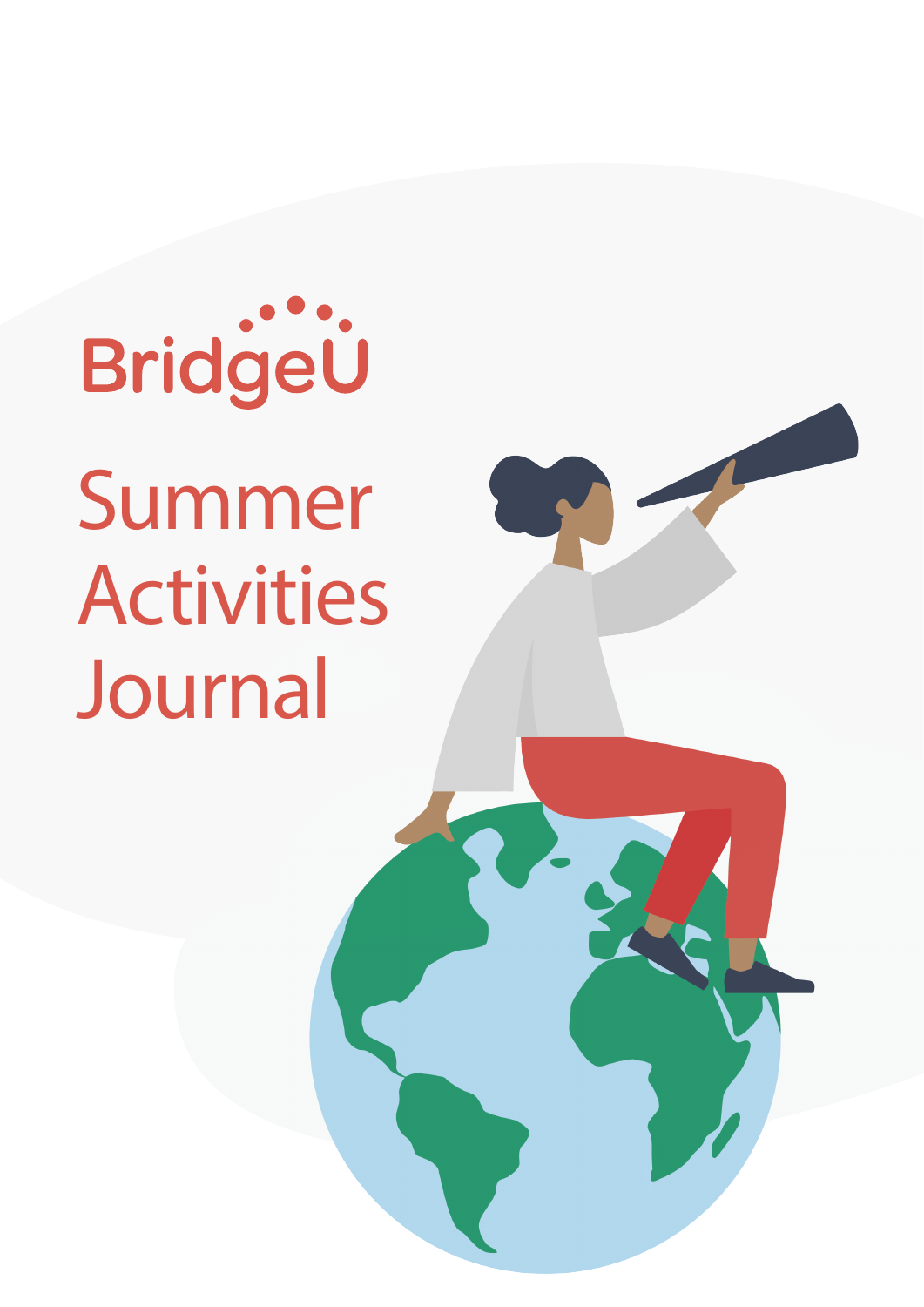BridgeU

# Summer Activities Journal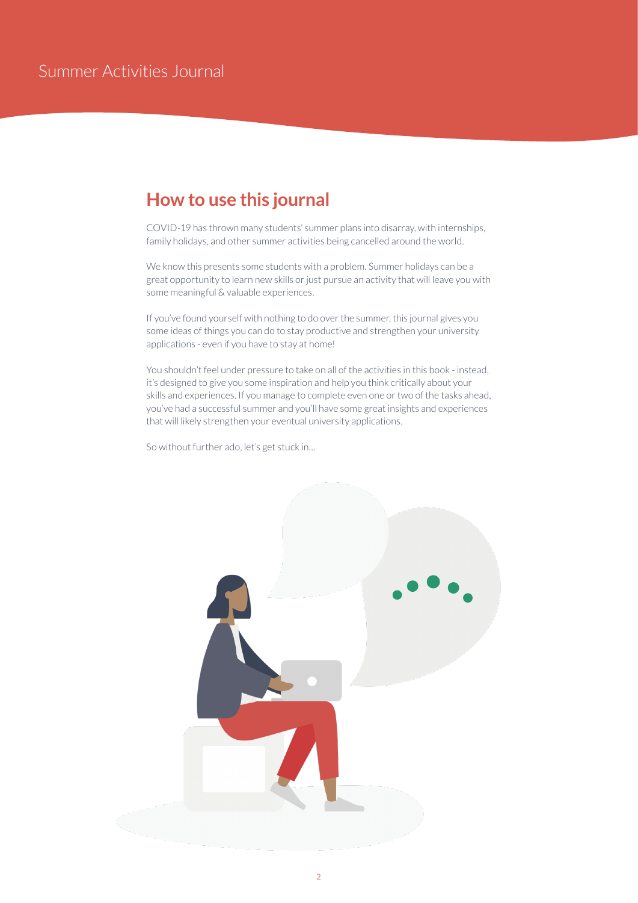# How to use this journal

COVID-19 has thrown many students' summer plans into disarray, with internships, family holidays, and other summer activities being cancelled around the world.

We know this presents some students with a problem. Summer holidays can be a great opportunity to learn new skills or just pursue an activity that will leave you with some meaningful & valuable experiences.

If you've found yourself with nothing to do over the summer, this journal gives you some ideas of things you can do to stay productive and strengthen your university applications - even if you have to stay at home!

You shouldn't feel under pressure to take on all of the activities in this book - instead, it's designed to give you some inspiration and help you think critically about your skills and experiences. If you manage to complete even one or two of the tasks ahead, you've had a successful summer and you'll have some great insights and experiences that will likely strengthen your eventual university applications.

So without further ado, let's get stuck in...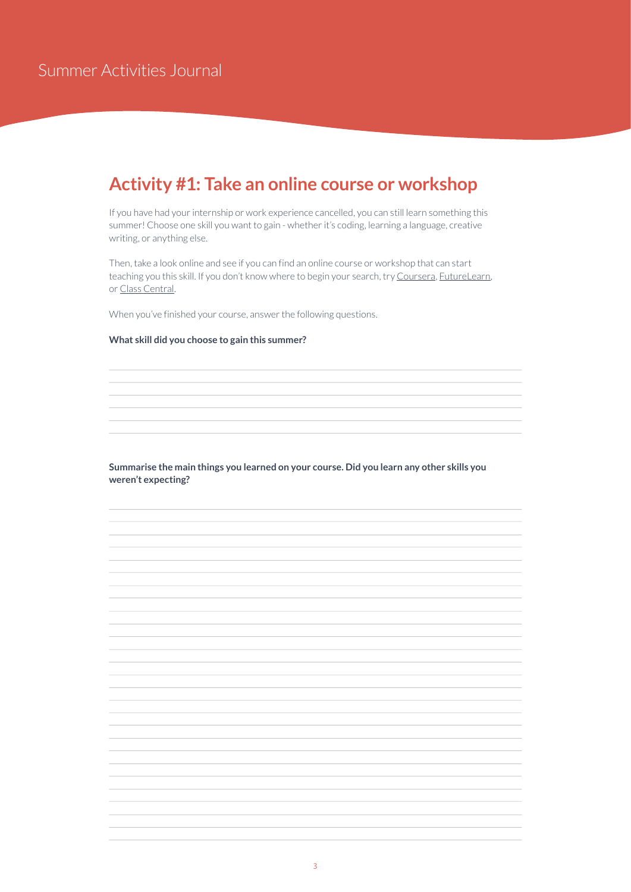# Activity #1: Take an online course or workshop

If you have had your internship or work experience cancelled, you can still learn something this summer! Choose one skill you want to gain - whether it's coding, learning a language, creative writing, or anything else.

Then, take a look online and see if you can find an online course or workshop that can start teaching you this skill. If you don't know where to begin your search, try Coursera, FutureLearn, or Class Central.

When you've finished your course, answer the following questions.

**What skill did you choose to gain this summer?**

**Summarise the main things you learned on your course. Did you learn any other skills you weren't expecting?**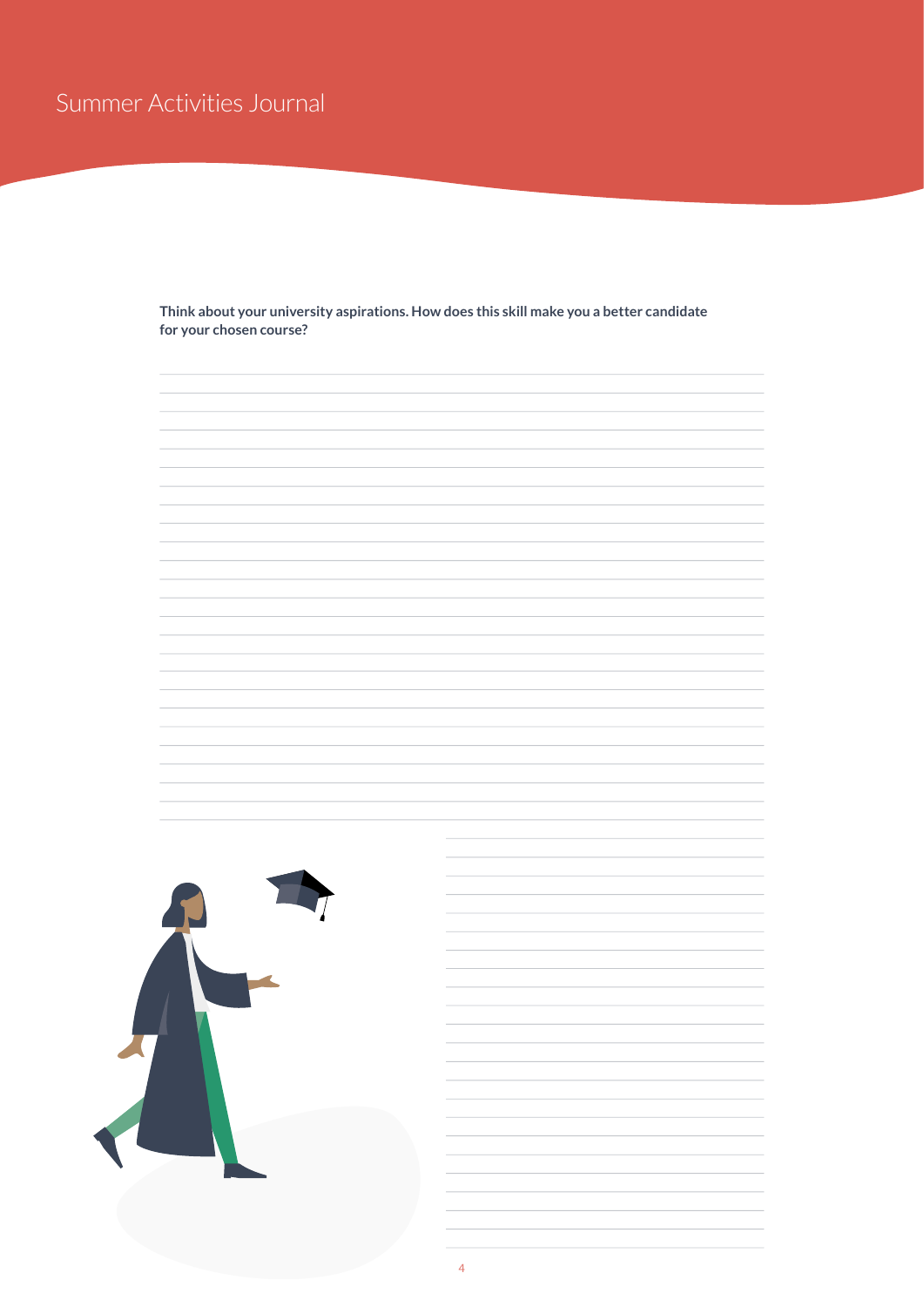**Think about your university aspirations. How does this skill make you a better candidate for your chosen course?**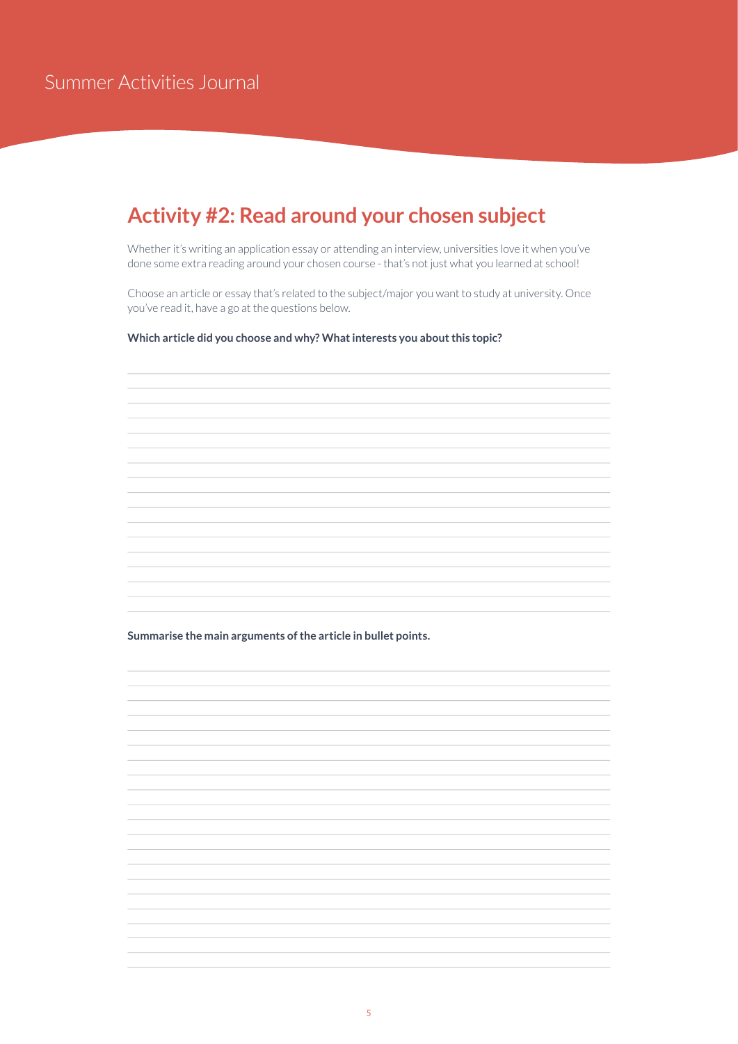Summer Activities Journal

## Activity #2: Read around your chosen subject

Whether it's writing an application essay or attending an interview, universities love it when you've done some extra reading around your chosen course - that's not just what you learned at school!

Choose an article or essay that's related to the subject/major you want to study at university. Once you've read it, have a go at the questions below.

**Which article did you choose and why? What interests you about this topic?**

**Summarise the main arguments of the article in bullet points.**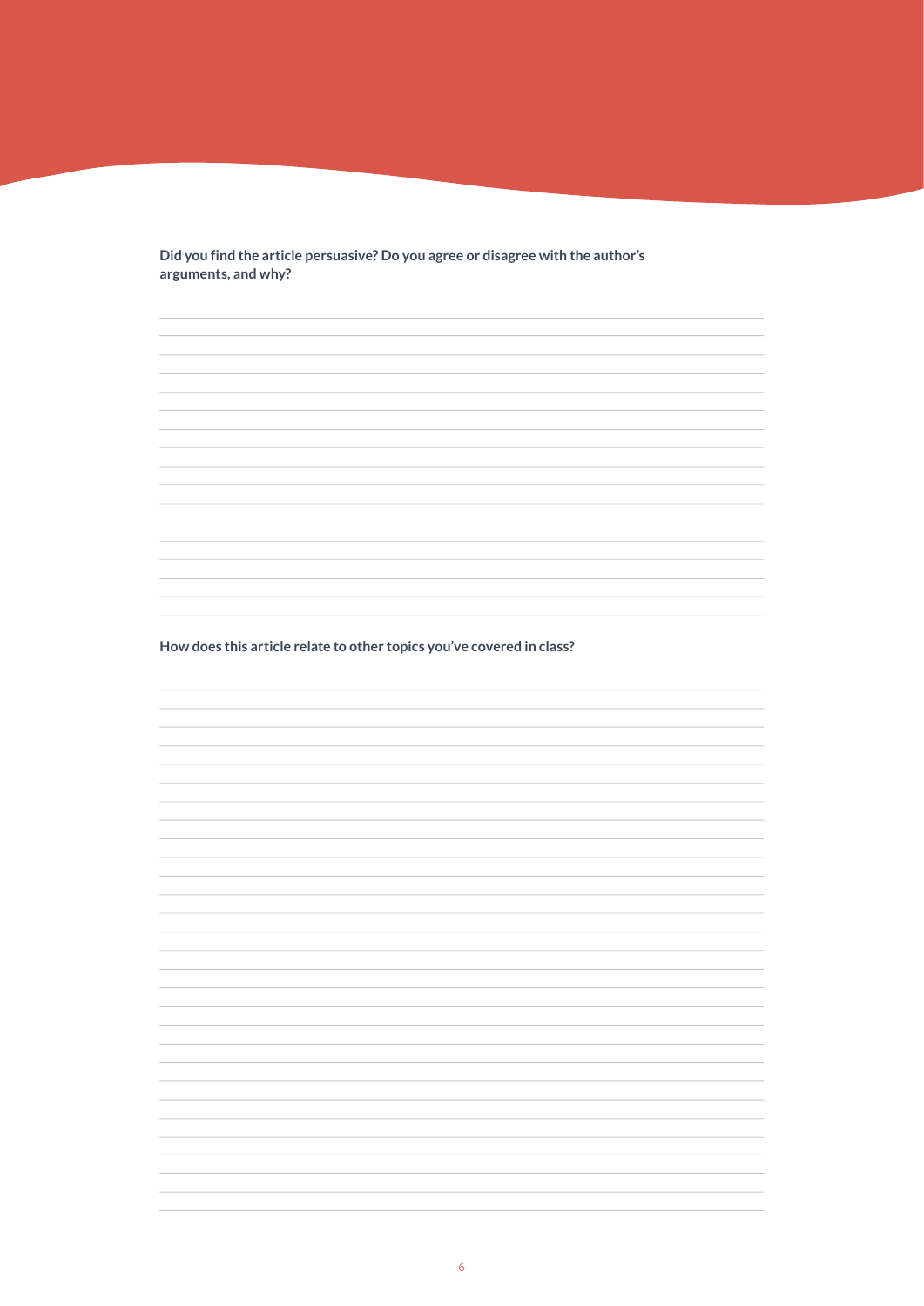**Did you find the article persuasive? Do you agree or disagree with the author's arguments, and why?**

**How does this article relate to other topics you've covered in class?**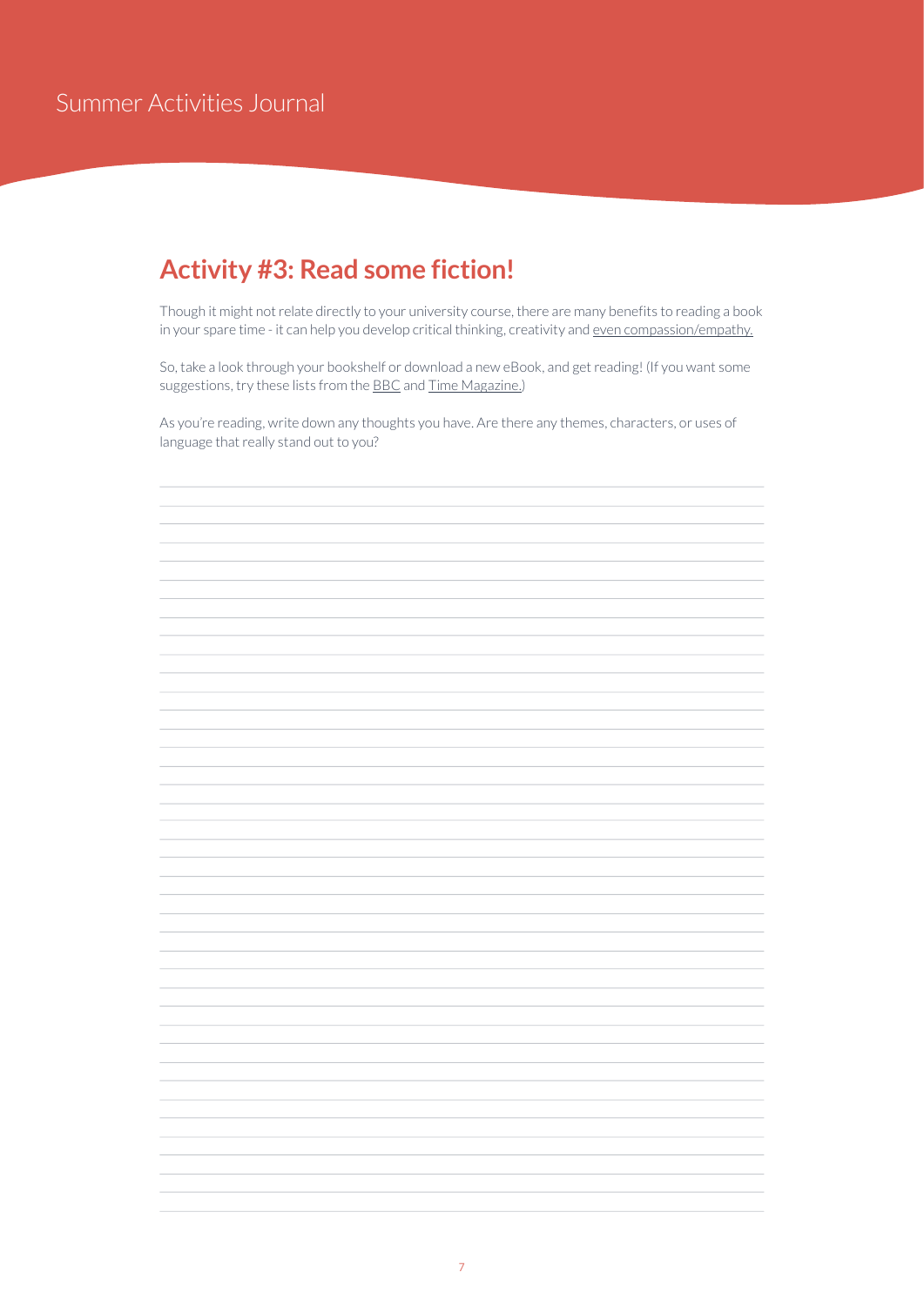## Activity #3: Read some fiction!

Though it might not relate directly to your university course, there are many benefits to reading a book in your spare time - it can help you develop critical thinking, creativity and even compassion/empathy.

So, take a look through your bookshelf or download a new eBook, and get reading! (If you want some suggestions, try these lists from the BBC and Time Magazine.)

As you're reading, write down any thoughts you have. Are there any themes, characters, or uses of language that really stand out to you?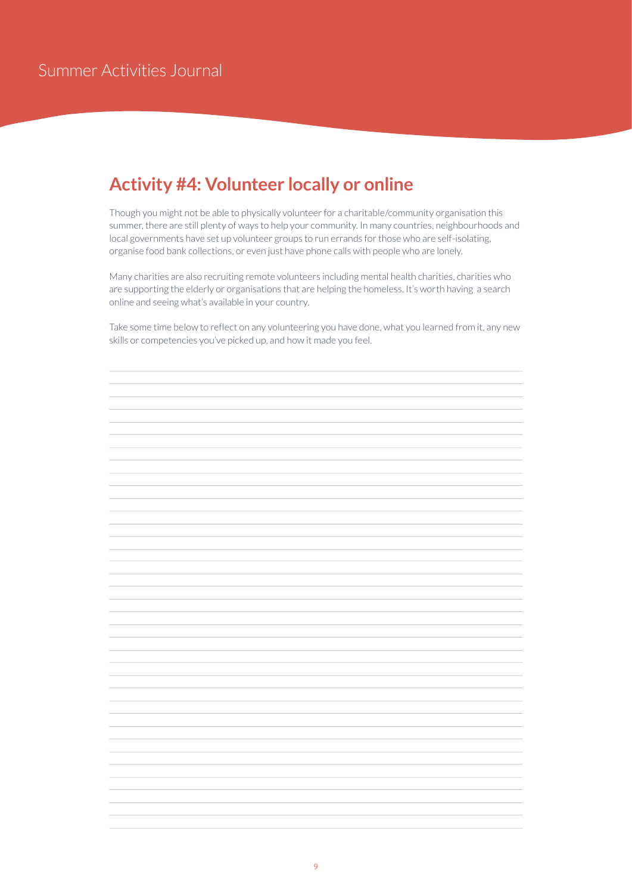## Activity #4: Volunteer locally or online

Though you might not be able to physically volunteer for a charitable/community organisation this summer, there are still plenty of ways to help your community. In many countries, neighbourhoods and local governments have set up volunteer groups to run errands for those who are self-isolating, organise food bank collections, or even just have phone calls with people who are lonely.

Many charities are also recruiting remote volunteers including mental health charities, charities who are supporting the elderly or organisations that are helping the homeless. It's worth having a search online and seeing what's available in your country.

Take some time below to reflect on any volunteering you have done, what you learned from it, any new skills or competencies you've picked up, and how it made you feel.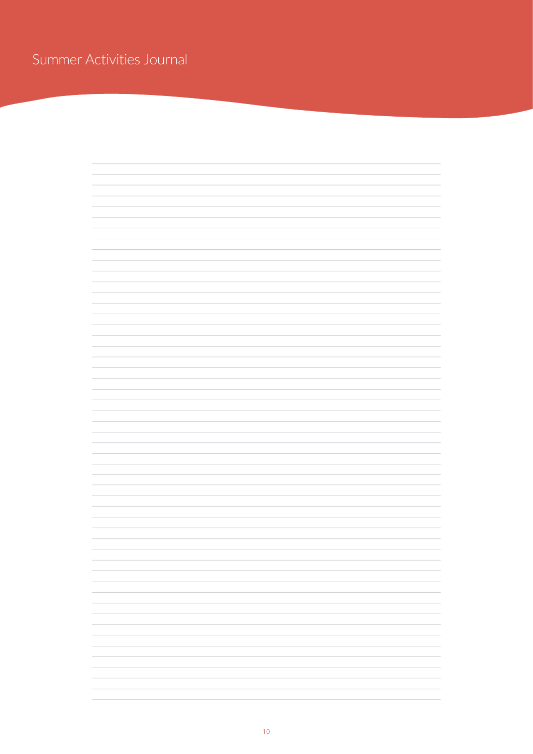Summer Activities Journal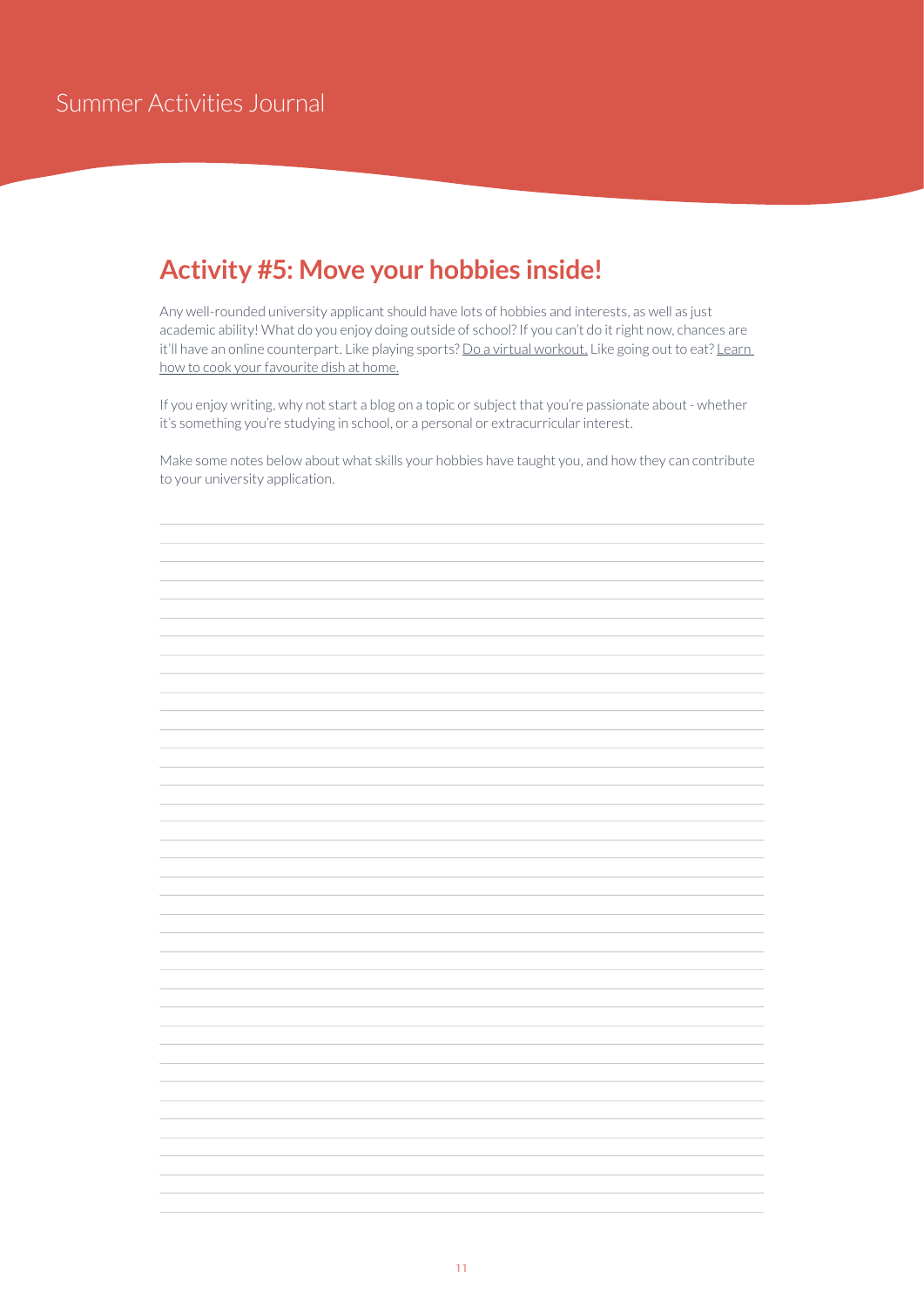## Activity #5: Move your hobbies inside!

Any well-rounded university applicant should have lots of hobbies and interests, as well as just academic ability! What do you enjoy doing outside of school? If you can't do it right now, chances are it'll have an online counterpart. Like playing sports? Do a virtual workout. Like going out to eat? Learn how to cook your favourite dish at home.

If you enjoy writing, why not start a blog on a topic or subject that you're passionate about - whether it's something you're studying in school, or a personal or extracurricular interest.

Make some notes below about what skills your hobbies have taught you, and how they can contribute to your university application.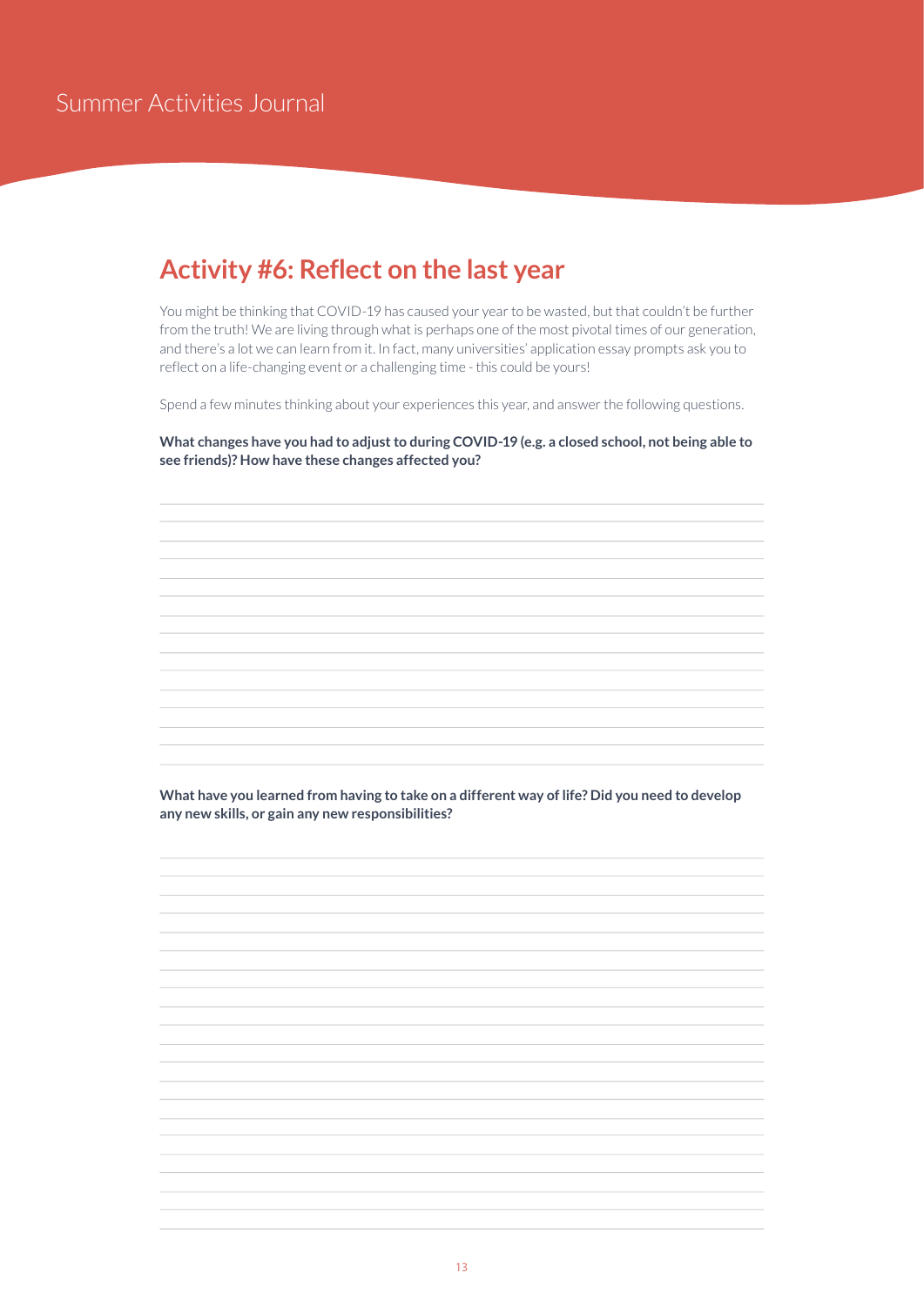# Summer Activities Journal

## Activity #6: Reflect on the last year

You might be thinking that COVID-19 has caused your year to be wasted, but that couldn't be further from the truth! We are living through what is perhaps one of the most pivotal times of our generation, and there's a lot we can learn from it. In fact, many universities' application essay prompts ask you to reflect on a life-changing event or a challenging time - this could be yours!

Spend a few minutes thinking about your experiences this year, and answer the following questions.

**What changes have you had to adjust to during COVID-19 (e.g. a closed school, not being able to see friends)? How have these changes affected you?**

**What have you learned from having to take on a different way of life? Did you need to develop any new skills, or gain any new responsibilities?**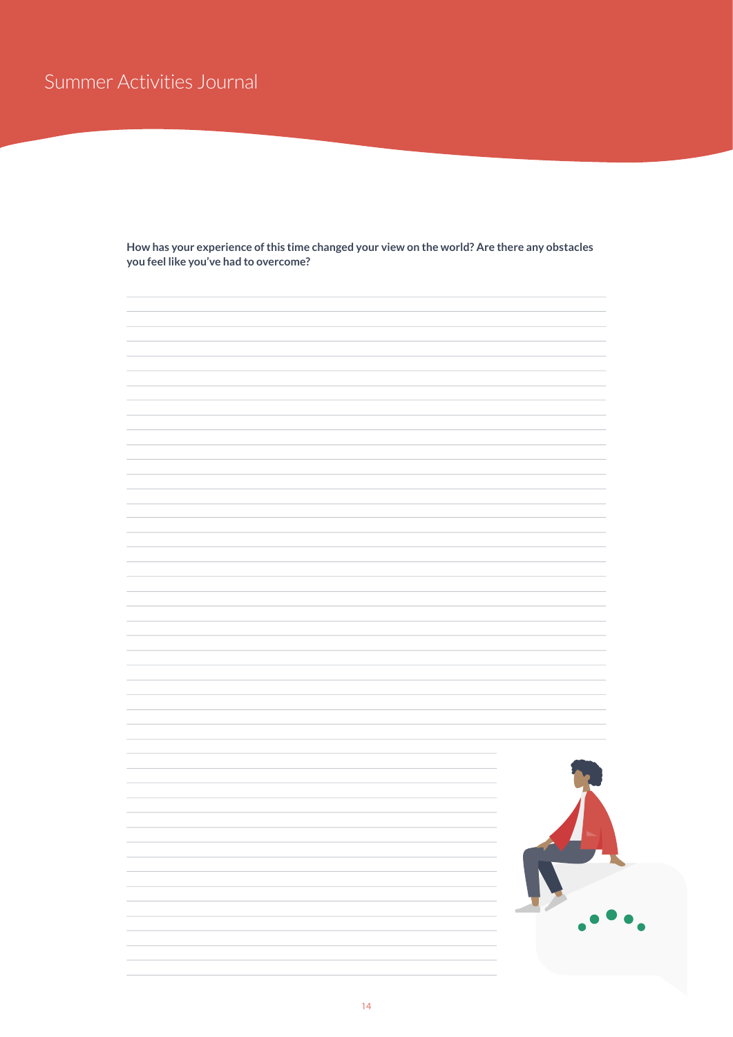**How has your experience of this time changed your view on the world? Are there any obstacles you feel like you've had to overcome?**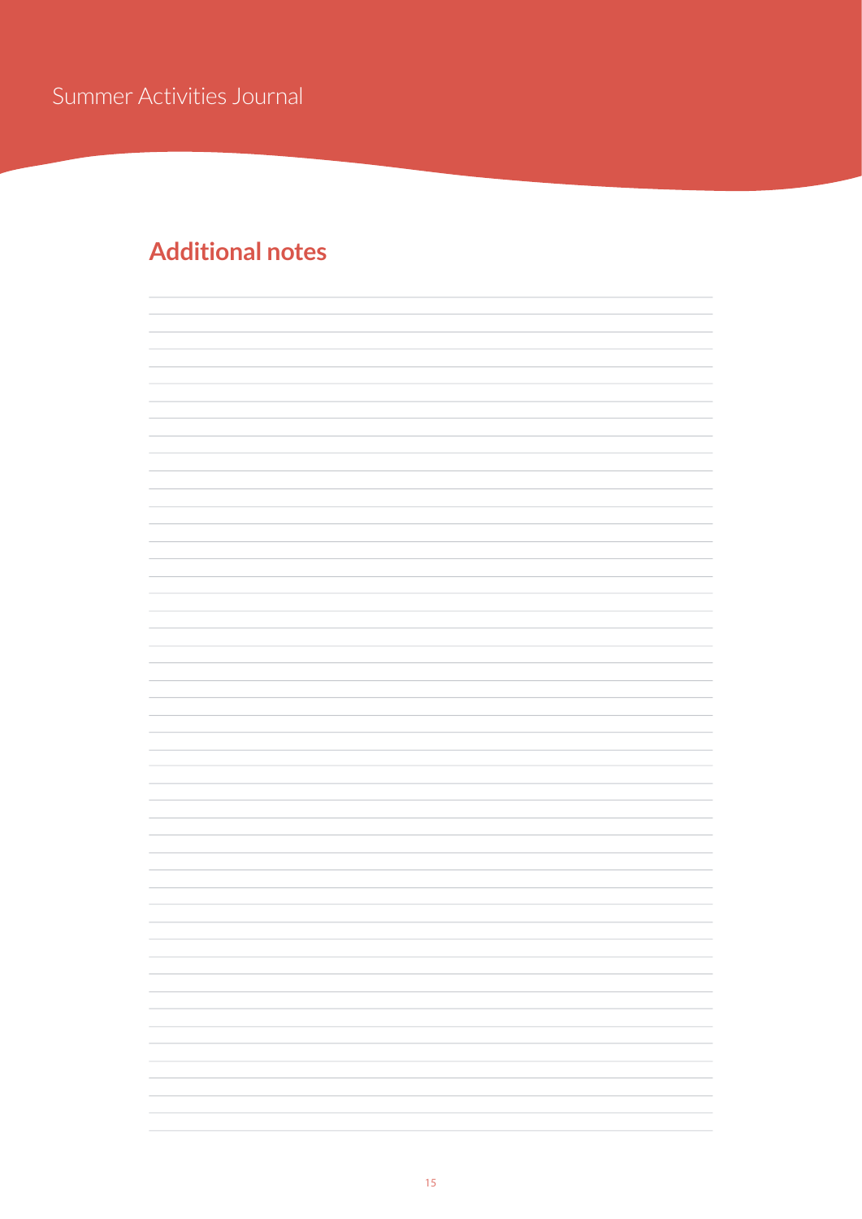## Additional notes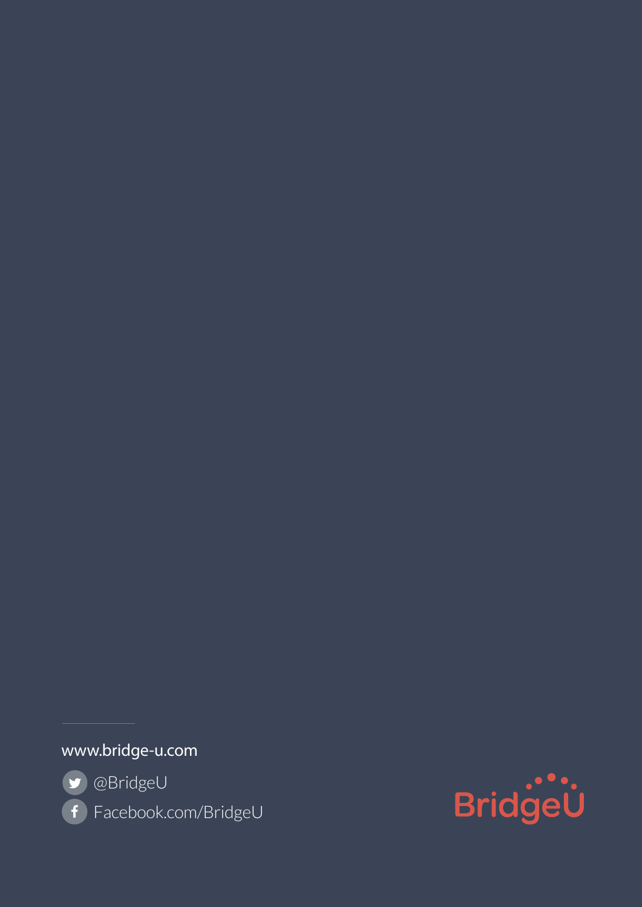www.bridge-u.com

@BridgeU

Facebook.com/BridgeU

BridgeU